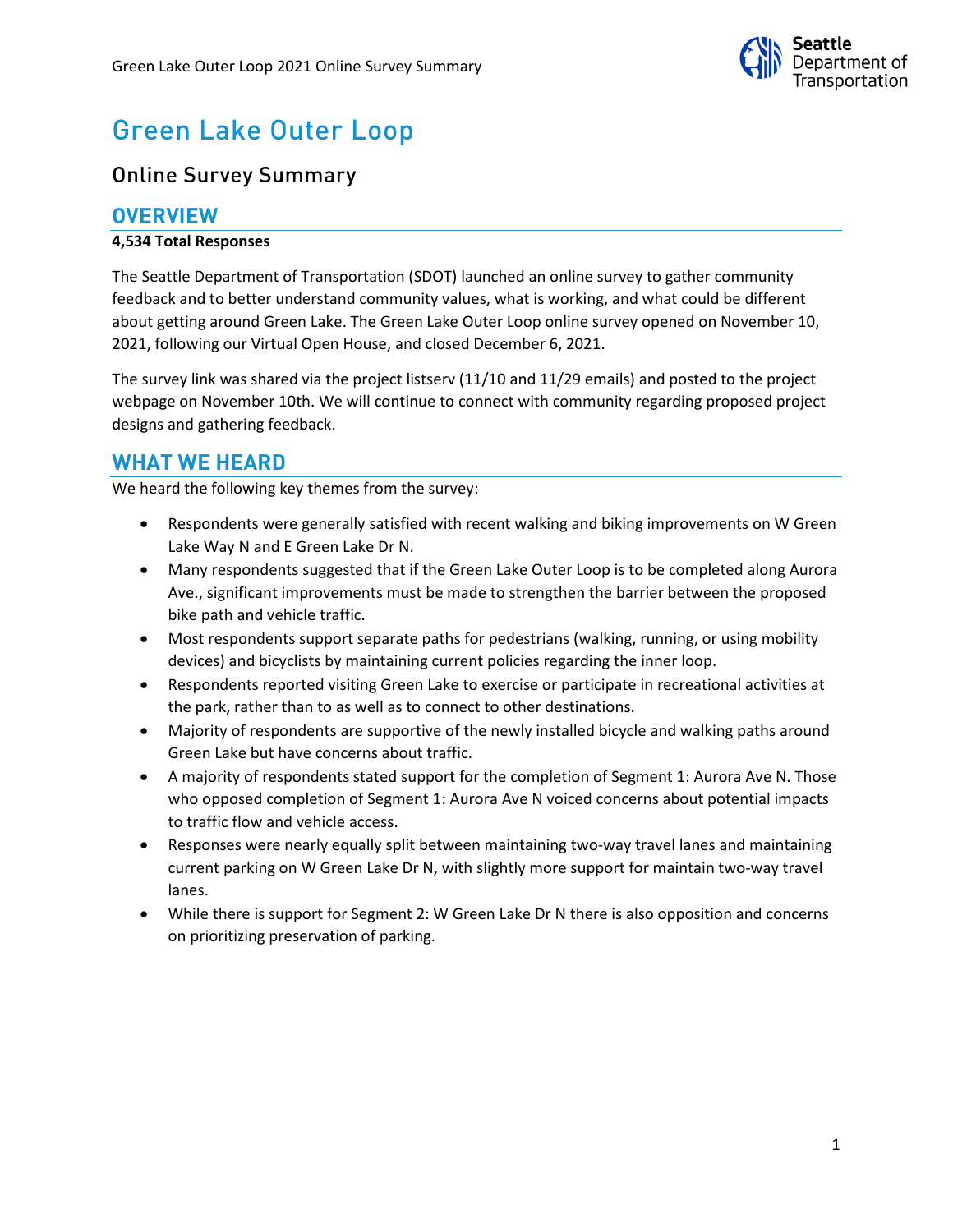# Green Lake Outer Loop

## Online Survey Summary

## OVERVIEW

**4,534 Total Responses**

The Seattle Department of Transportation (SDOT) launched an online survey to gather community feedback and to better understand community values, what is working, and what could be different about getting around Green Lake. The Green Lake Outer Loop online survey opened on November 10, 2021, following our Virtual Open House, and closed December 6, 2021.

The survey link was shared via the project listserv (11/10 and 11/29 emails) and posted to the project webpage on November 10th. We will continue to connect with community regarding proposed project designs and gathering feedback.

## WHAT WE HEARD

We heard the following key themes from the survey:

- Respondents were generally satisfied with recent walking and biking improvements on W Green Lake Way N and E Green Lake Dr N.
- Many respondents suggested that if the Green Lake Outer Loop is to be completed along Aurora Ave., significant improvements must be made to strengthen the barrier between the proposed bike path and vehicle traffic.
- Most respondents support separate paths for pedestrians (walking, running, or using mobility devices) and bicyclists by maintaining current policies regarding the inner loop.
- Respondents reported visiting Green Lake to exercise or participate in recreational activities at the park, rather than to as well as to connect to other destinations.
- Majority of respondents are supportive of the newly installed bicycle and walking paths around Green Lake but have concerns about traffic.
- A majority of respondents stated support for the completion of Segment 1: Aurora Ave N. Those who opposed completion of Segment 1: Aurora Ave N voiced concerns about potential impacts to traffic flow and vehicle access.
- Responses were nearly equally split between maintaining two-way travel lanes and maintaining current parking on W Green Lake Dr N, with slightly more support for maintain two-way travel lanes.
- While there is support for Segment 2: W Green Lake Dr N there is also opposition and concerns on prioritizing preservation of parking.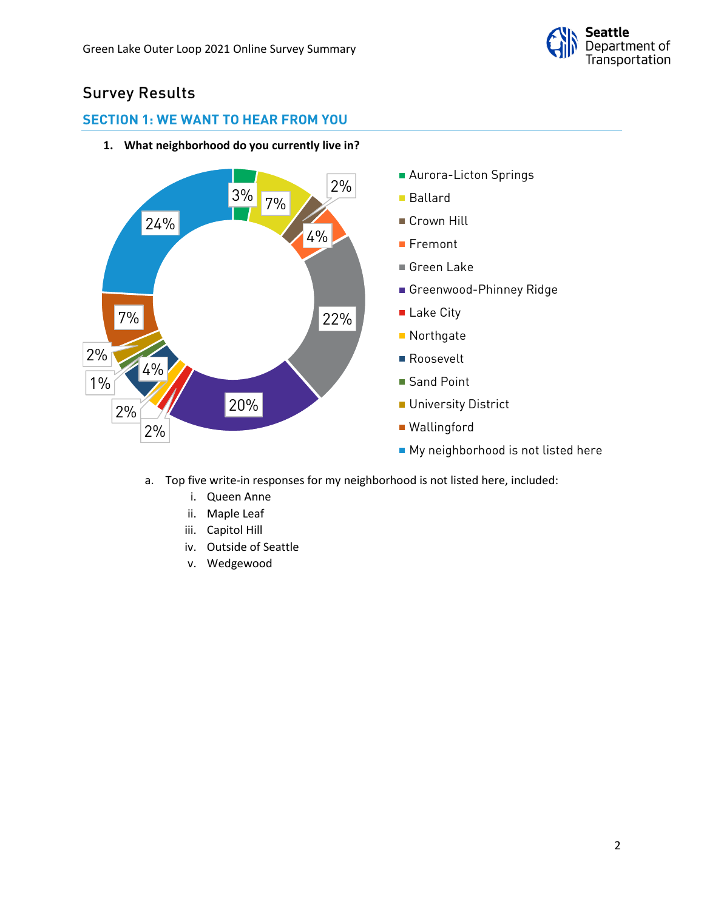# Survey Results

## SECTION 1: WE WANT TO HEAR FROM YOU

1. **What neighborhood do you currently live in?**

| Neighborhood | Percent |
|---|---|
| Aurora-Licton Springs | 3% |
| Ballard | 7% |
| Crown Hill | 2% |
| Fremont | 4% |
| Green Lake | 22% |
| Greenwood-Phinney Ridge | 20% |
| Lake City | 2% |
| Northgate | 2% |
| Roosevelt | 4% |
| Sand Point | 1% |
| University District | 2% |
| Wallingford | 7% |
| My neighborhood is not listed here | 24% |

   a. Top five write-in responses for my neighborhood is not listed here, included:
      i. Queen Anne
      ii. Maple Leaf
      iii. Capitol Hill
      iv. Outside of Seattle
      v. Wedgewood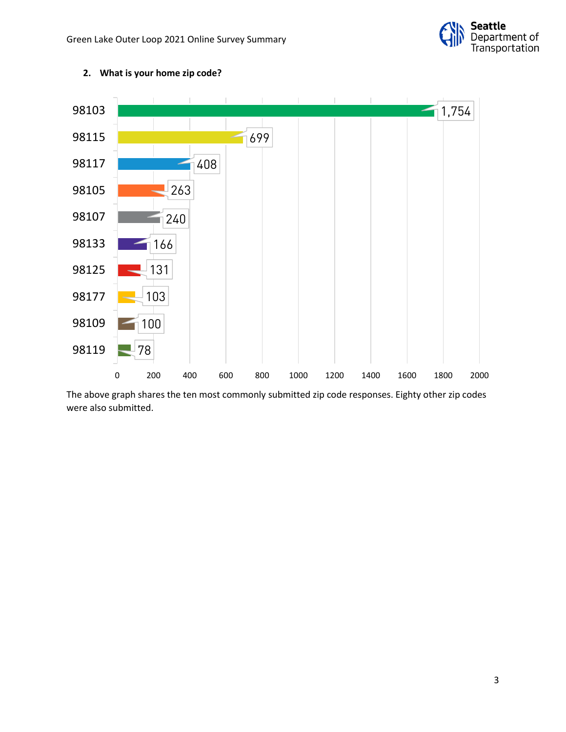**2. What is your home zip code?**

| Zip code | Responses |
| --- | --- |
| 98103 | 1,754 |
| 98115 | 699 |
| 98117 | 408 |
| 98105 | 263 |
| 98107 | 240 |
| 98133 | 166 |
| 98125 | 131 |
| 98177 | 103 |
| 98109 | 100 |
| 98119 | 78 |

The above graph shares the ten most commonly submitted zip code responses. Eighty other zip codes were also submitted.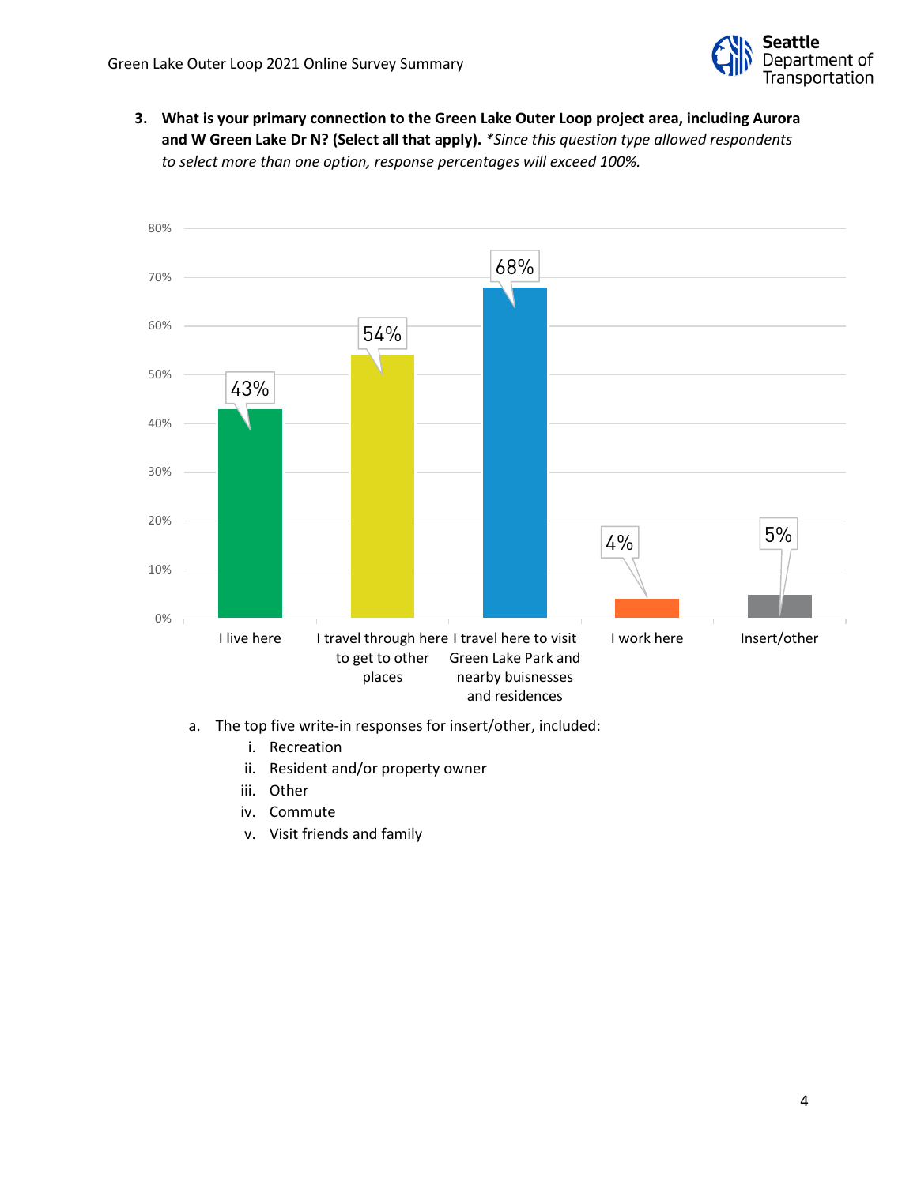3. **What is your primary connection to the Green Lake Outer Loop project area, including Aurora and W Green Lake Dr N? (Select all that apply).** *\*Since this question type allowed respondents to select more than one option, response percentages will exceed 100%.*

| Response | Percentage |
| --- | --- |
| I live here | 43% |
| I travel through here to get to other places | 54% |
| I travel here to visit Green Lake Park and nearby buisnesses and residences | 68% |
| I work here | 4% |
| Insert/other | 5% |

   a. The top five write-in responses for insert/other, included:
      i. Recreation
      ii. Resident and/or property owner
      iii. Other
      iv. Commute
      v. Visit friends and family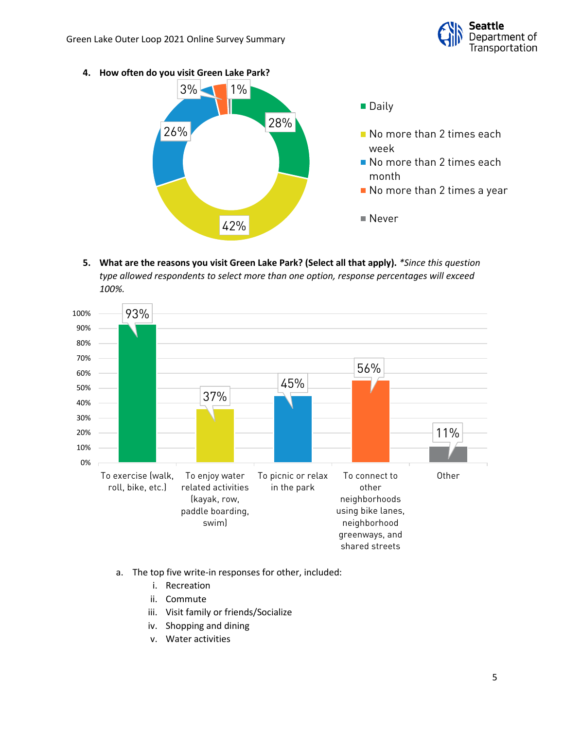4. **How often do you visit Green Lake Park?**

| Response | Percentage |
|---|---|
| Daily | 28% |
| No more than 2 times each week | 42% |
| No more than 2 times each month | 26% |
| No more than 2 times a year | 3% |
| Never | 1% |

5. **What are the reasons you visit Green Lake Park? (Select all that apply).** *\*Since this question type allowed respondents to select more than one option, response percentages will exceed 100%.*

| Reason | Percentage |
|---|---|
| To exercise (walk, roll, bike, etc.) | 93% |
| To enjoy water related activities (kayak, row, paddle boarding, swim) | 37% |
| To picnic or relax in the park | 45% |
| To connect to other neighborhoods using bike lanes, neighborhood greenways, and shared streets | 56% |
| Other | 11% |

   a. The top five write-in responses for other, included:
      i. Recreation
      ii. Commute
      iii. Visit family or friends/Socialize
      iv. Shopping and dining
      v. Water activities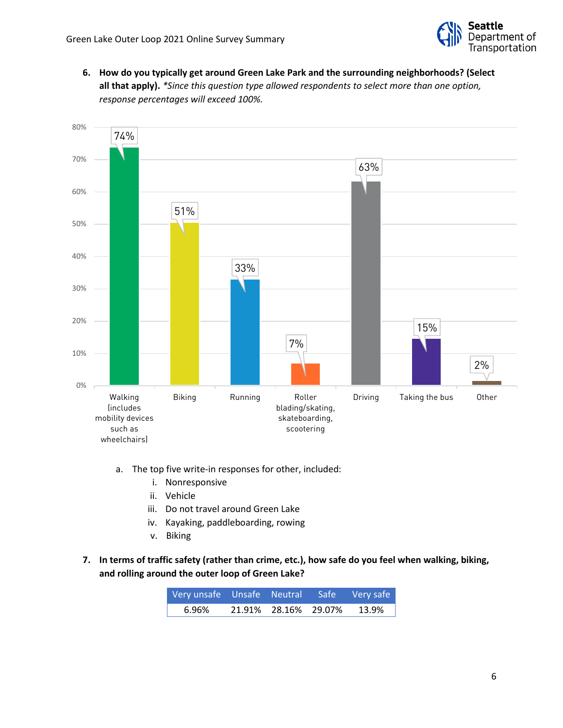6. **How do you typically get around Green Lake Park and the surrounding neighborhoods? (Select all that apply).** *\*Since this question type allowed respondents to select more than one option, response percentages will exceed 100%.*

| Mode | Percentage |
|---|---|
| Walking (includes mobility devices such as wheelchairs) | 74% |
| Biking | 51% |
| Running | 33% |
| Roller blading/skating, skateboarding, scootering | 7% |
| Driving | 63% |
| Taking the bus | 15% |
| Other | 2% |

   a. The top five write-in responses for other, included:
      i. Nonresponsive
      ii. Vehicle
      iii. Do not travel around Green Lake
      iv. Kayaking, paddleboarding, rowing
      v. Biking

7. **In terms of traffic safety (rather than crime, etc.), how safe do you feel when walking, biking, and rolling around the outer loop of Green Lake?**

| Very unsafe | Unsafe | Neutral | Safe | Very safe |
|---|---|---|---|---|
| 6.96% | 21.91% | 28.16% | 29.07% | 13.9% |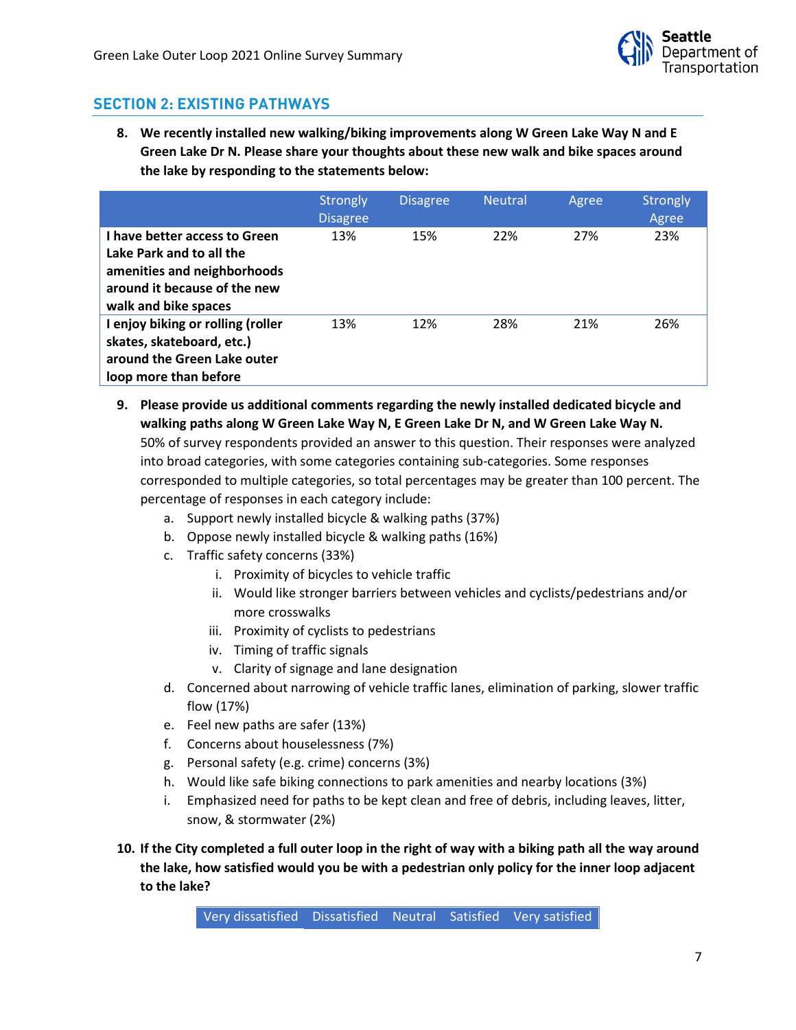## SECTION 2: EXISTING PATHWAYS

8. **We recently installed new walking/biking improvements along W Green Lake Way N and E Green Lake Dr N. Please share your thoughts about these new walk and bike spaces around the lake by responding to the statements below:**

| | Strongly Disagree | Disagree | Neutral | Agree | Strongly Agree |
|---|---|---|---|---|---|
| **I have better access to Green Lake Park and to all the amenities and neighborhoods around it because of the new walk and bike spaces** | 13% | 15% | 22% | 27% | 23% |
| **I enjoy biking or rolling (roller skates, skateboard, etc.) around the Green Lake outer loop more than before** | 13% | 12% | 28% | 21% | 26% |

9. **Please provide us additional comments regarding the newly installed dedicated bicycle and walking paths along W Green Lake Way N, E Green Lake Dr N, and W Green Lake Way N.**
   50% of survey respondents provided an answer to this question. Their responses were analyzed into broad categories, with some categories containing sub-categories. Some responses corresponded to multiple categories, so total percentages may be greater than 100 percent. The percentage of responses in each category include:
   a. Support newly installed bicycle & walking paths (37%)
   b. Oppose newly installed bicycle & walking paths (16%)
   c. Traffic safety concerns (33%)
      i. Proximity of bicycles to vehicle traffic
      ii. Would like stronger barriers between vehicles and cyclists/pedestrians and/or more crosswalks
      iii. Proximity of cyclists to pedestrians
      iv. Timing of traffic signals
      v. Clarity of signage and lane designation
   d. Concerned about narrowing of vehicle traffic lanes, elimination of parking, slower traffic flow (17%)
   e. Feel new paths are safer (13%)
   f. Concerns about houselessness (7%)
   g. Personal safety (e.g. crime) concerns (3%)
   h. Would like safe biking connections to park amenities and nearby locations (3%)
   i. Emphasized need for paths to be kept clean and free of debris, including leaves, litter, snow, & stormwater (2%)

10. **If the City completed a full outer loop in the right of way with a biking path all the way around the lake, how satisfied would you be with a pedestrian only policy for the inner loop adjacent to the lake?**

| Very dissatisfied | Dissatisfied | Neutral | Satisfied | Very satisfied |
|---|---|---|---|---|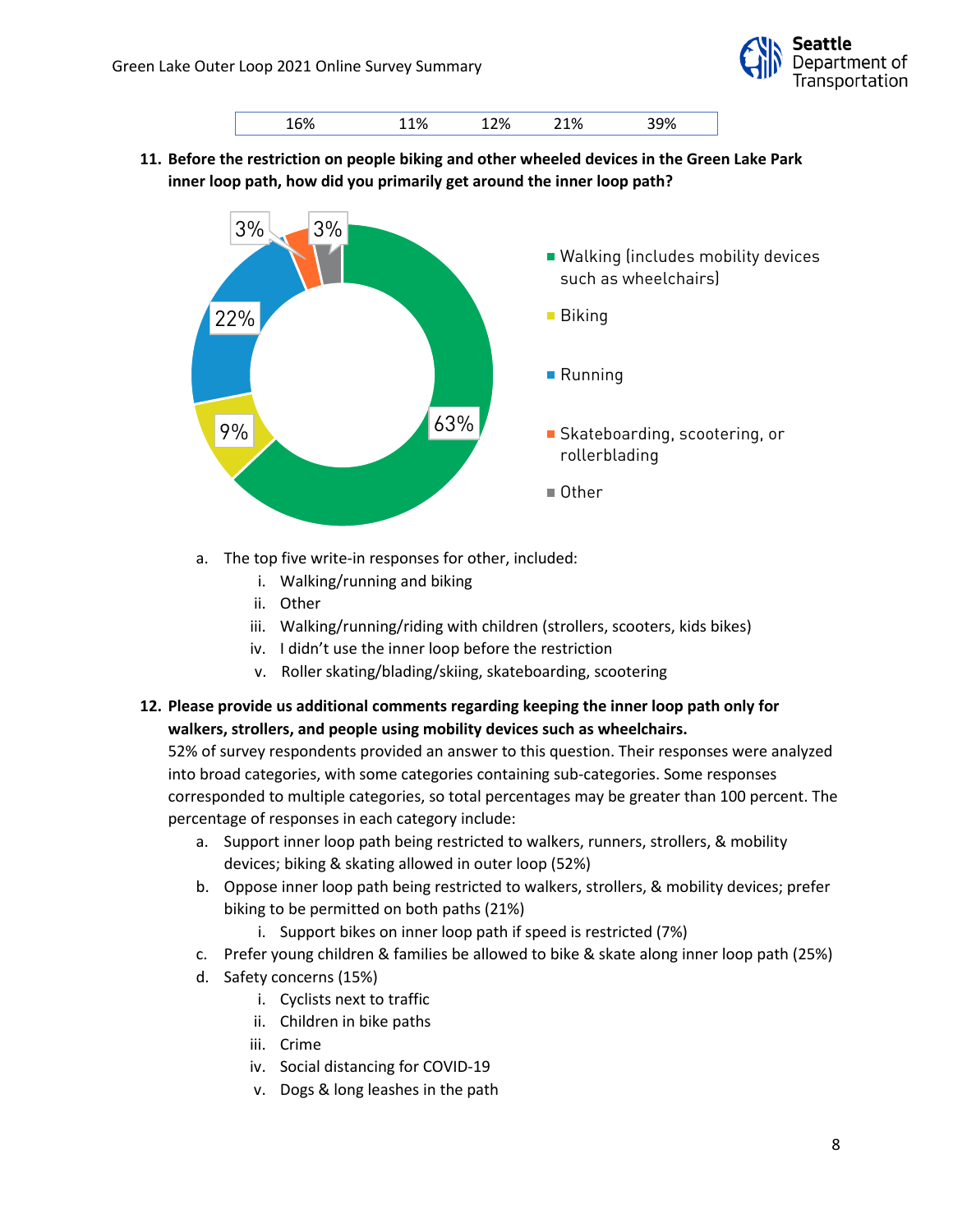| 16% | 11% | 12% | 21% | 39% |
|---|---|---|---|---|

**11. Before the restriction on people biking and other wheeled devices in the Green Lake Park inner loop path, how did you primarily get around the inner loop path?**

| Mode | Percentage |
|---|---|
| Walking (includes mobility devices such as wheelchairs) | 63% |
| Biking | 9% |
| Running | 22% |
| Skateboarding, scootering, or rollerblading | 3% |
| Other | 3% |

a. The top five write-in responses for other, included:
   i. Walking/running and biking
   ii. Other
   iii. Walking/running/riding with children (strollers, scooters, kids bikes)
   iv. I didn't use the inner loop before the restriction
   v. Roller skating/blading/skiing, skateboarding, scootering

**12. Please provide us additional comments regarding keeping the inner loop path only for walkers, strollers, and people using mobility devices such as wheelchairs.**

52% of survey respondents provided an answer to this question. Their responses were analyzed into broad categories, with some categories containing sub-categories. Some responses corresponded to multiple categories, so total percentages may be greater than 100 percent. The percentage of responses in each category include:

a. Support inner loop path being restricted to walkers, runners, strollers, & mobility devices; biking & skating allowed in outer loop (52%)
b. Oppose inner loop path being restricted to walkers, strollers, & mobility devices; prefer biking to be permitted on both paths (21%)
   i. Support bikes on inner loop path if speed is restricted (7%)
c. Prefer young children & families be allowed to bike & skate along inner loop path (25%)
d. Safety concerns (15%)
   i. Cyclists next to traffic
   ii. Children in bike paths
   iii. Crime
   iv. Social distancing for COVID-19
   v. Dogs & long leashes in the path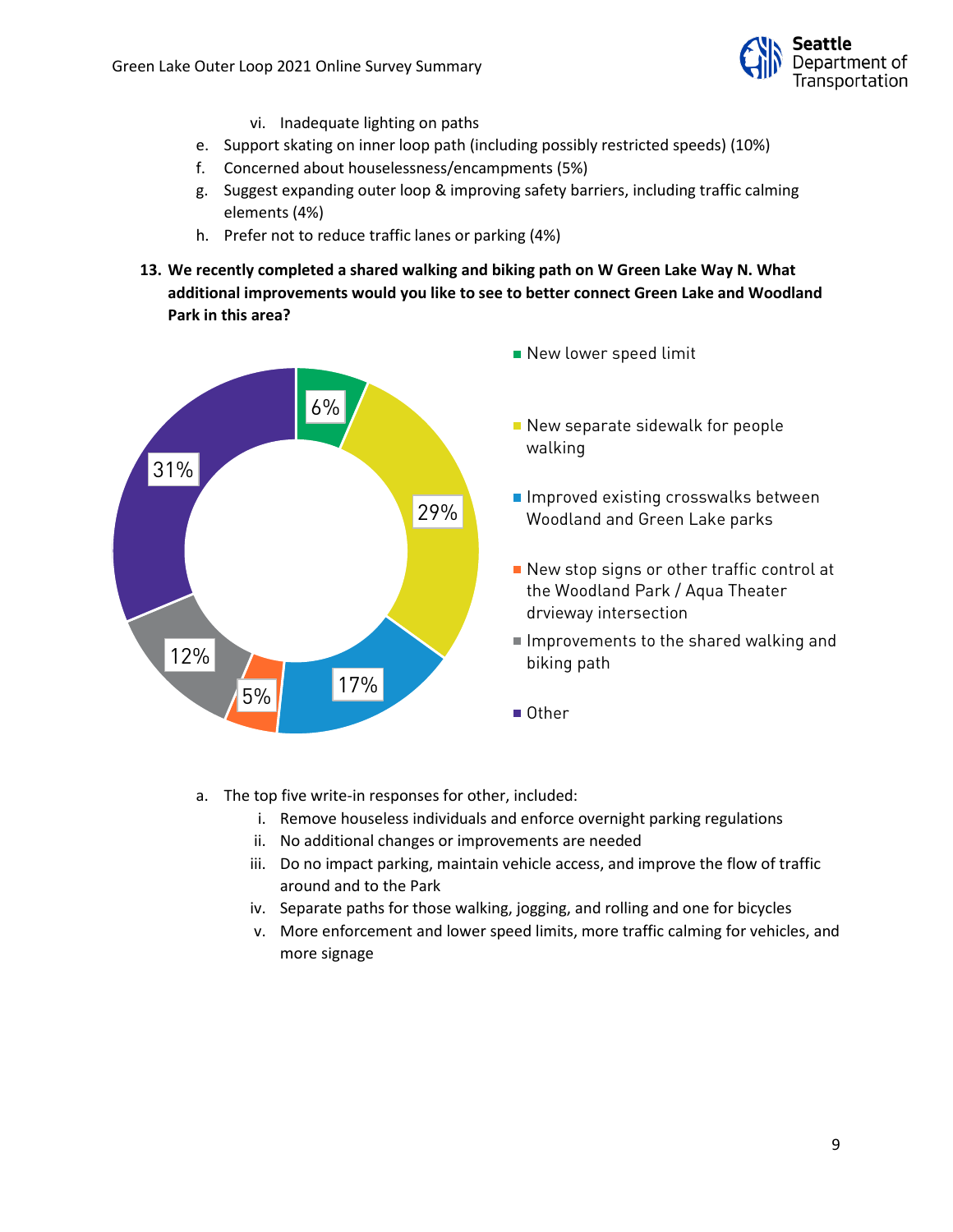vi. Inadequate lighting on paths

e. Support skating on inner loop path (including possibly restricted speeds) (10%)
f. Concerned about houselessness/encampments (5%)
g. Suggest expanding outer loop & improving safety barriers, including traffic calming elements (4%)
h. Prefer not to reduce traffic lanes or parking (4%)

**13. We recently completed a shared walking and biking path on W Green Lake Way N. What additional improvements would you like to see to better connect Green Lake and Woodland Park in this area?**

| Response | Percent |
|---|---|
| New lower speed limit | 6% |
| New separate sidewalk for people walking | 29% |
| Improved existing crosswalks between Woodland and Green Lake parks | 17% |
| New stop signs or other traffic control at the Woodland Park / Aqua Theater drvieway intersection | 5% |
| Improvements to the shared walking and biking path | 12% |
| Other | 31% |

a. The top five write-in responses for other, included:
   i. Remove houseless individuals and enforce overnight parking regulations
   ii. No additional changes or improvements are needed
   iii. Do no impact parking, maintain vehicle access, and improve the flow of traffic around and to the Park
   iv. Separate paths for those walking, jogging, and rolling and one for bicycles
   v. More enforcement and lower speed limits, more traffic calming for vehicles, and more signage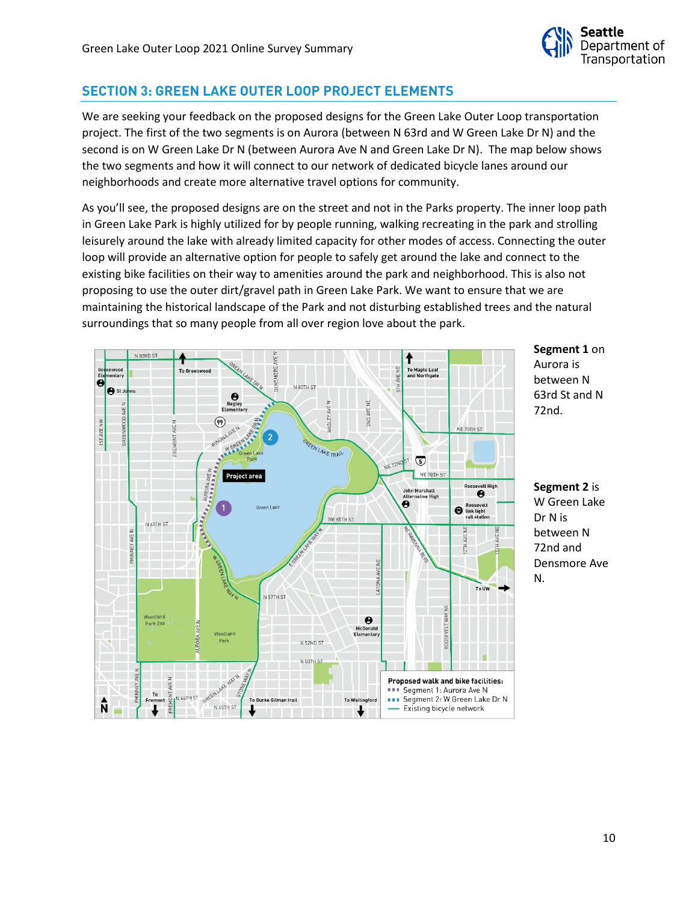## SECTION 3: GREEN LAKE OUTER LOOP PROJECT ELEMENTS

We are seeking your feedback on the proposed designs for the Green Lake Outer Loop transportation project. The first of the two segments is on Aurora (between N 63rd and W Green Lake Dr N) and the second is on W Green Lake Dr N (between Aurora Ave N and Green Lake Dr N). The map below shows the two segments and how it will connect to our network of dedicated bicycle lanes around our neighborhoods and create more alternative travel options for community.

As you'll see, the proposed designs are on the street and not in the Parks property. The inner loop path in Green Lake Park is highly utilized for by people running, walking recreating in the park and strolling leisurely around the lake with already limited capacity for other modes of access. Connecting the outer loop will provide an alternative option for people to safely get around the lake and connect to the existing bike facilities on their way to amenities around the park and neighborhood. This is also not proposing to use the outer dirt/gravel path in Green Lake Park. We want to ensure that we are maintaining the historical landscape of the Park and not disturbing established trees and the natural surroundings that so many people from all over region love about the park.

**Segment 1** on Aurora is between N 63rd St and N 72nd.

**Segment 2** is W Green Lake Dr N is between N 72nd and Densmore Ave N.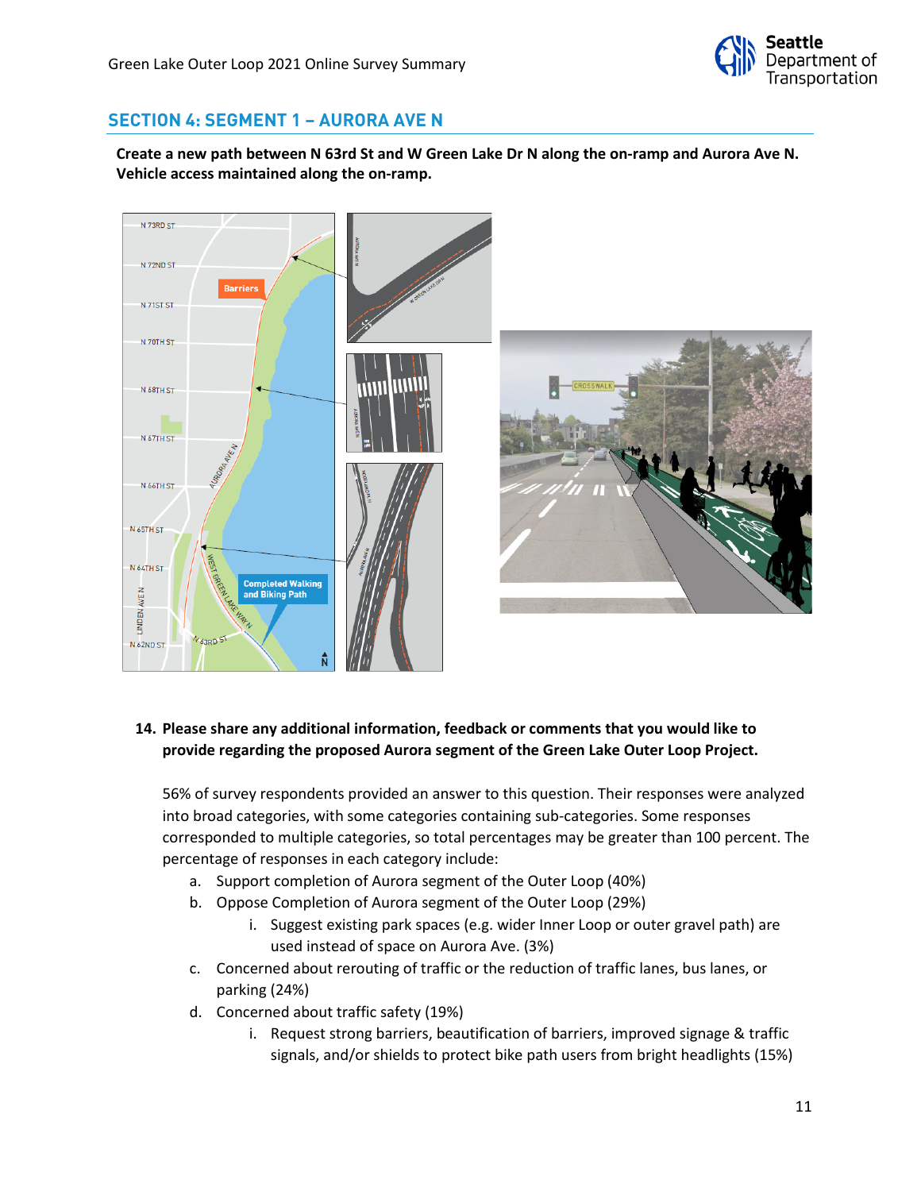## SECTION 4: SEGMENT 1 – AURORA AVE N

**Create a new path between N 63rd St and W Green Lake Dr N along the on-ramp and Aurora Ave N. Vehicle access maintained along the on-ramp.**

**14. Please share any additional information, feedback or comments that you would like to provide regarding the proposed Aurora segment of the Green Lake Outer Loop Project.**

56% of survey respondents provided an answer to this question. Their responses were analyzed into broad categories, with some categories containing sub-categories. Some responses corresponded to multiple categories, so total percentages may be greater than 100 percent. The percentage of responses in each category include:

a. Support completion of Aurora segment of the Outer Loop (40%)
b. Oppose Completion of Aurora segment of the Outer Loop (29%)
    i. Suggest existing park spaces (e.g. wider Inner Loop or outer gravel path) are used instead of space on Aurora Ave. (3%)
c. Concerned about rerouting of traffic or the reduction of traffic lanes, bus lanes, or parking (24%)
d. Concerned about traffic safety (19%)
    i. Request strong barriers, beautification of barriers, improved signage & traffic signals, and/or shields to protect bike path users from bright headlights (15%)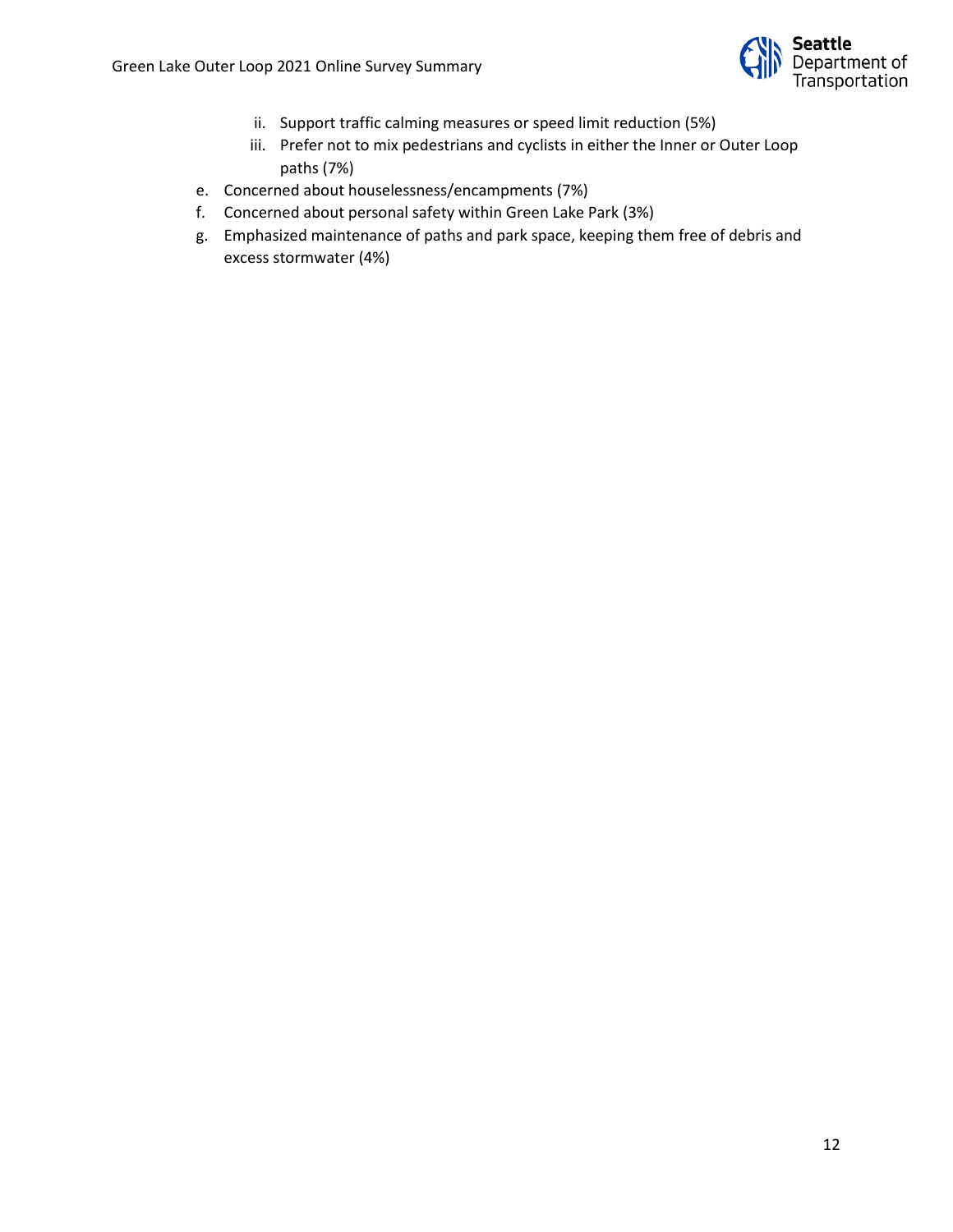ii. Support traffic calming measures or speed limit reduction (5%)
   iii. Prefer not to mix pedestrians and cyclists in either the Inner or Outer Loop paths (7%)

e. Concerned about houselessness/encampments (7%)
f. Concerned about personal safety within Green Lake Park (3%)
g. Emphasized maintenance of paths and park space, keeping them free of debris and excess stormwater (4%)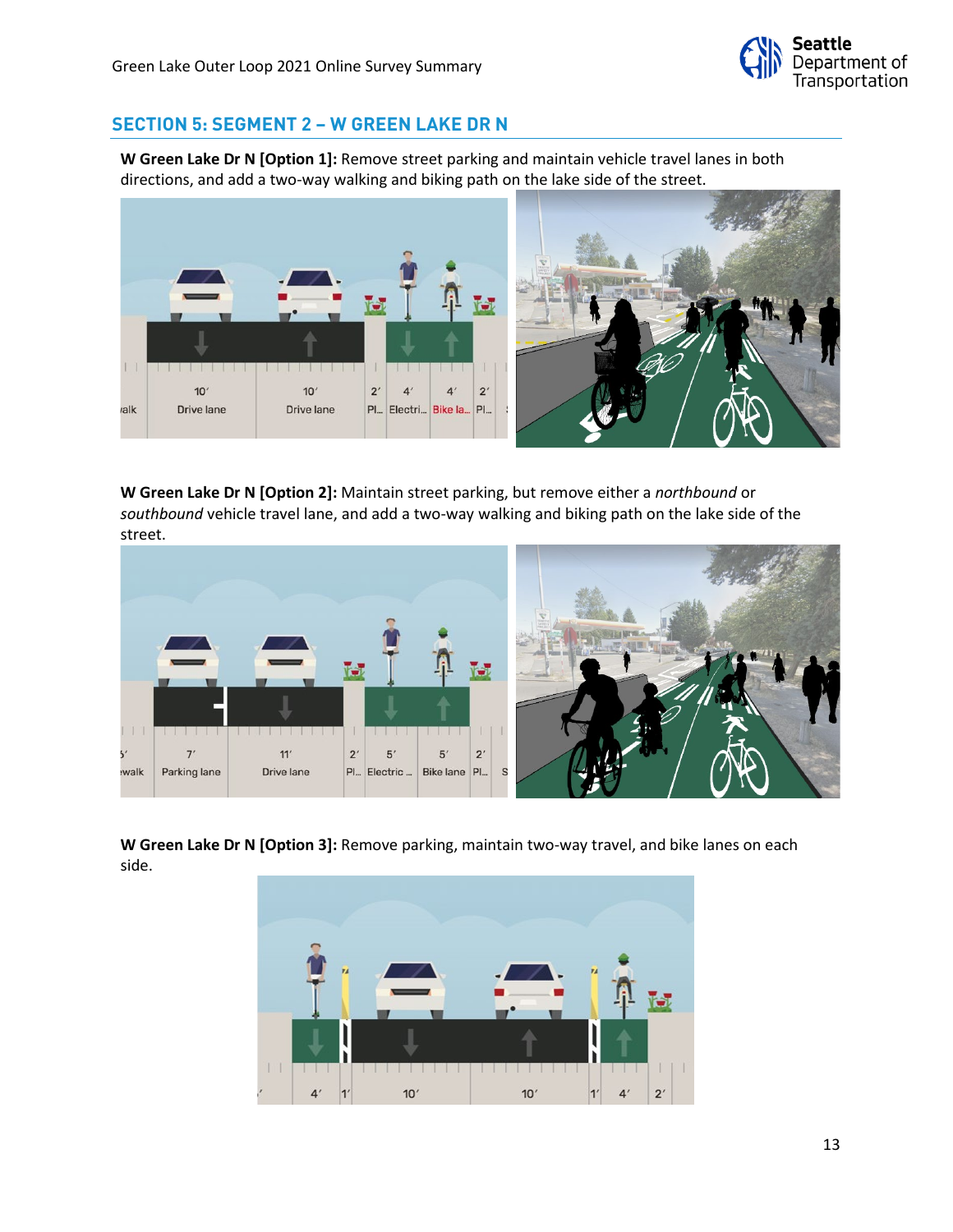## SECTION 5: SEGMENT 2 – W GREEN LAKE DR N

**W Green Lake Dr N [Option 1]:** Remove street parking and maintain vehicle travel lanes in both directions, and add a two-way walking and biking path on the lake side of the street.

**W Green Lake Dr N [Option 2]:** Maintain street parking, but remove either a *northbound* or *southbound* vehicle travel lane, and add a two-way walking and biking path on the lake side of the street.

**W Green Lake Dr N [Option 3]:** Remove parking, maintain two-way travel, and bike lanes on each side.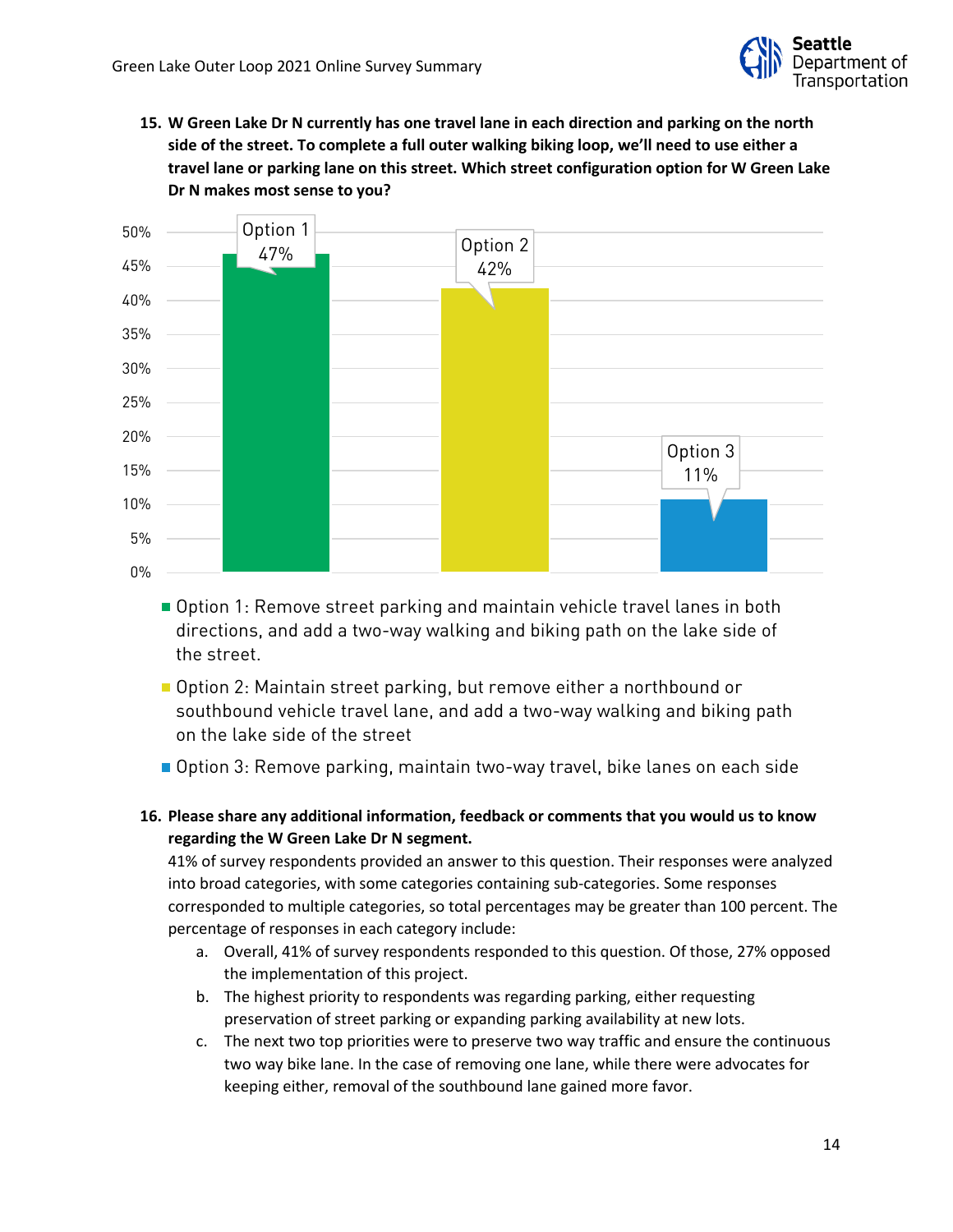**15. W Green Lake Dr N currently has one travel lane in each direction and parking on the north side of the street. To complete a full outer walking biking loop, we'll need to use either a travel lane or parking lane on this street. Which street configuration option for W Green Lake Dr N makes most sense to you?**

| Option | Percentage |
|---|---|
| Option 1 | 47% |
| Option 2 | 42% |
| Option 3 | 11% |

- Option 1: Remove street parking and maintain vehicle travel lanes in both directions, and add a two-way walking and biking path on the lake side of the street.
- Option 2: Maintain street parking, but remove either a northbound or southbound vehicle travel lane, and add a two-way walking and biking path on the lake side of the street
- Option 3: Remove parking, maintain two-way travel, bike lanes on each side

**16. Please share any additional information, feedback or comments that you would us to know regarding the W Green Lake Dr N segment.**

41% of survey respondents provided an answer to this question. Their responses were analyzed into broad categories, with some categories containing sub-categories. Some responses corresponded to multiple categories, so total percentages may be greater than 100 percent. The percentage of responses in each category include:

a. Overall, 41% of survey respondents responded to this question. Of those, 27% opposed the implementation of this project.
b. The highest priority to respondents was regarding parking, either requesting preservation of street parking or expanding parking availability at new lots.
c. The next two top priorities were to preserve two way traffic and ensure the continuous two way bike lane. In the case of removing one lane, while there were advocates for keeping either, removal of the southbound lane gained more favor.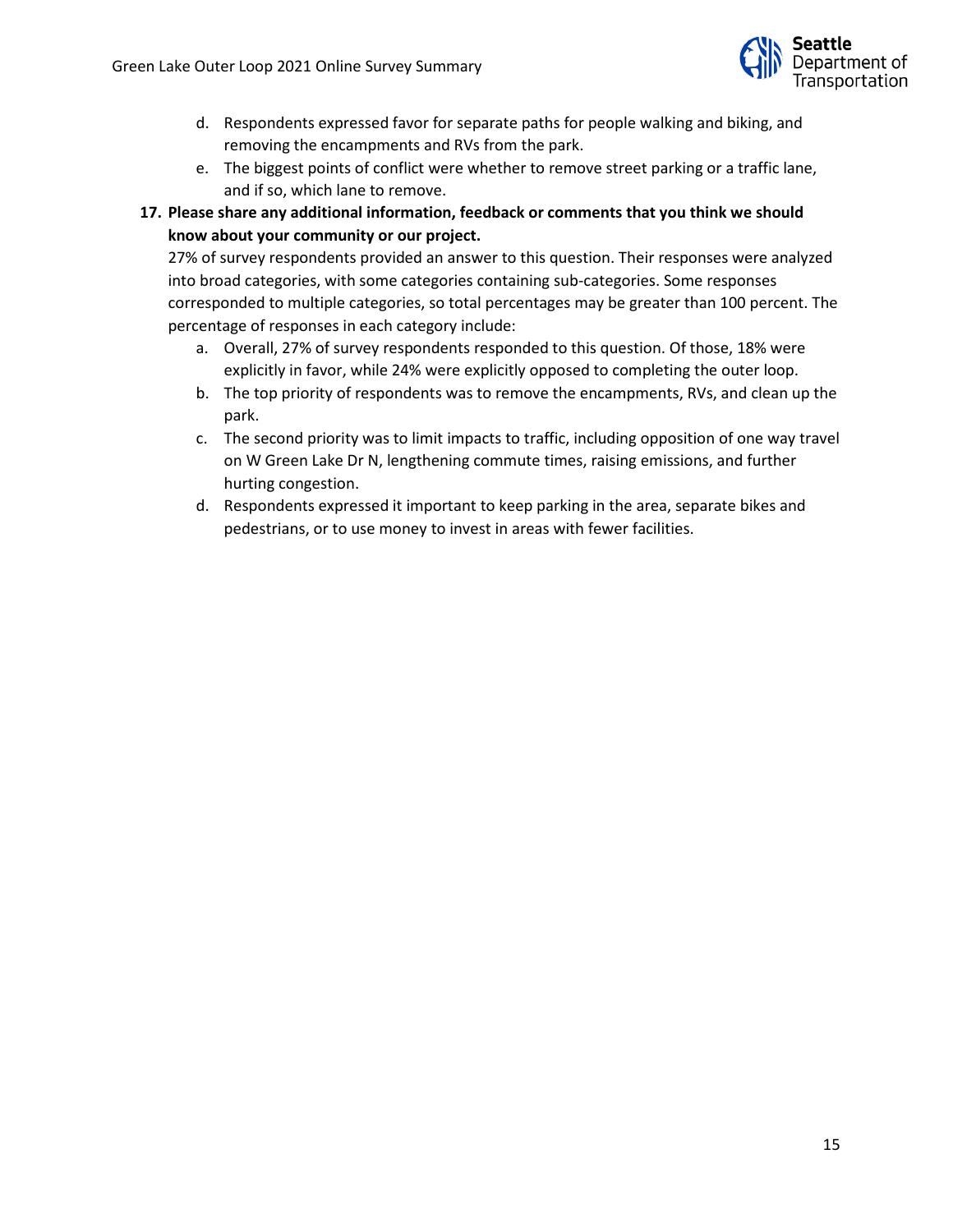d. Respondents expressed favor for separate paths for people walking and biking, and removing the encampments and RVs from the park.
e. The biggest points of conflict were whether to remove street parking or a traffic lane, and if so, which lane to remove.

**17. Please share any additional information, feedback or comments that you think we should know about your community or our project.**

27% of survey respondents provided an answer to this question. Their responses were analyzed into broad categories, with some categories containing sub-categories. Some responses corresponded to multiple categories, so total percentages may be greater than 100 percent. The percentage of responses in each category include:

a. Overall, 27% of survey respondents responded to this question. Of those, 18% were explicitly in favor, while 24% were explicitly opposed to completing the outer loop.
b. The top priority of respondents was to remove the encampments, RVs, and clean up the park.
c. The second priority was to limit impacts to traffic, including opposition of one way travel on W Green Lake Dr N, lengthening commute times, raising emissions, and further hurting congestion.
d. Respondents expressed it important to keep parking in the area, separate bikes and pedestrians, or to use money to invest in areas with fewer facilities.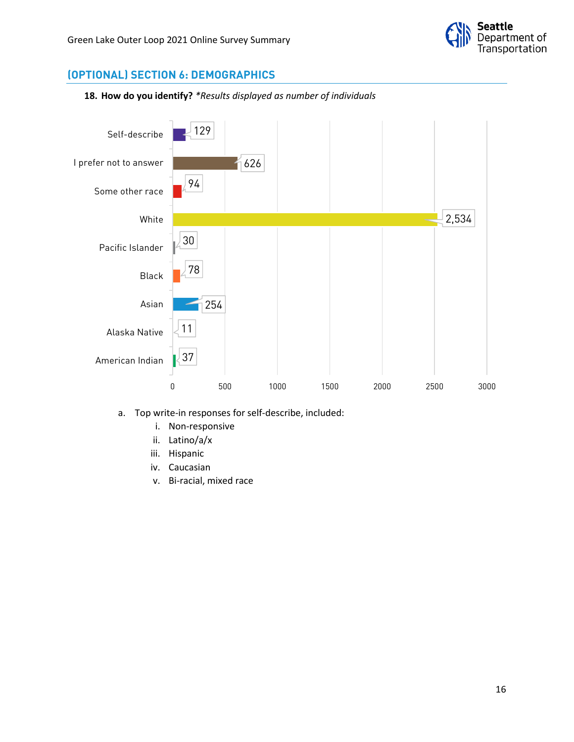## (OPTIONAL) SECTION 6: DEMOGRAPHICS

**18. How do you identify?** *\*Results displayed as number of individuals*

| Response | Number of individuals |
|---|---|
| Self-describe | 129 |
| I prefer not to answer | 626 |
| Some other race | 94 |
| White | 2,534 |
| Pacific Islander | 30 |
| Black | 78 |
| Asian | 254 |
| Alaska Native | 11 |
| American Indian | 37 |

a. Top write-in responses for self-describe, included:
   i. Non-responsive
   ii. Latino/a/x
   iii. Hispanic
   iv. Caucasian
   v. Bi-racial, mixed race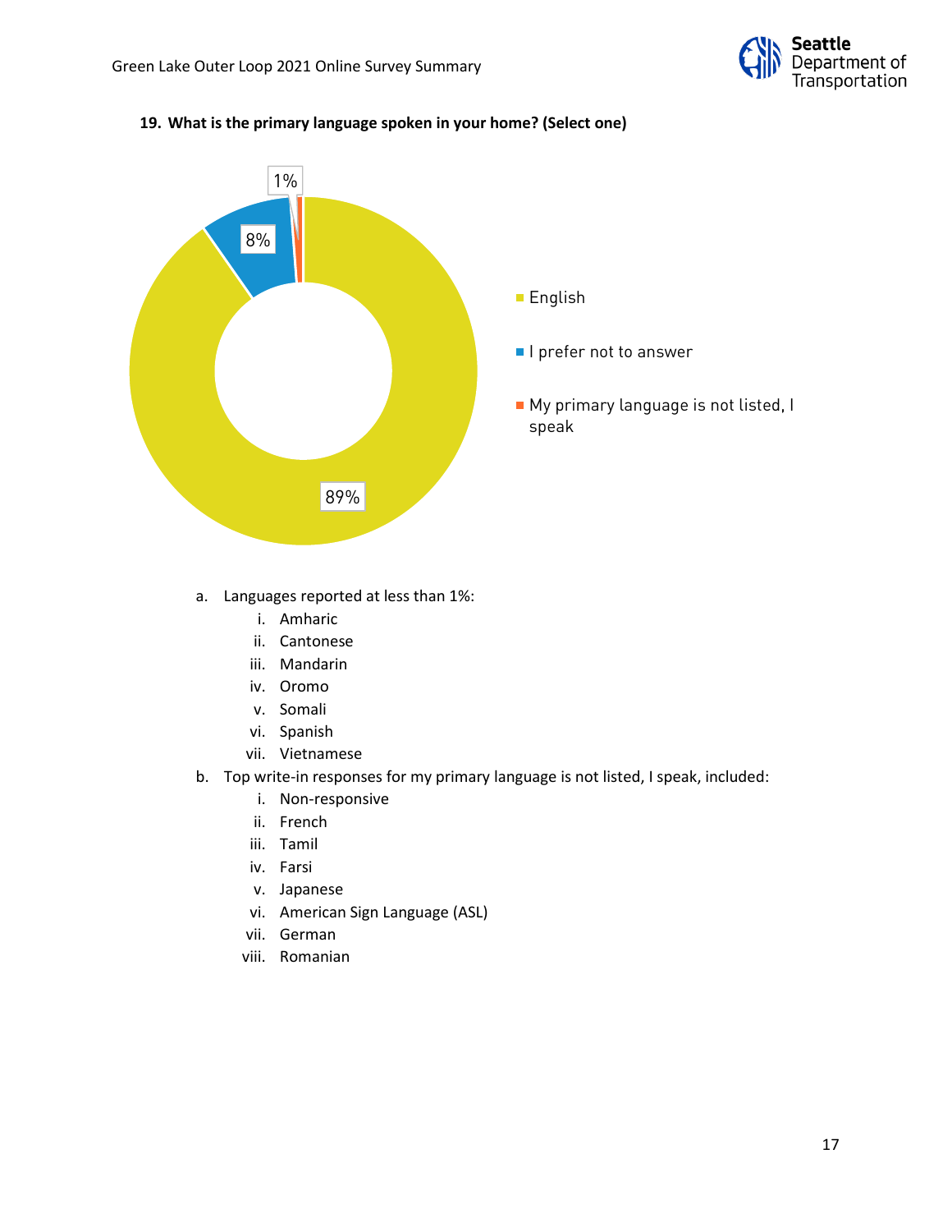**19. What is the primary language spoken in your home? (Select one)**

| Response | Percentage |
| --- | --- |
| English | 89% |
| I prefer not to answer | 8% |
| My primary language is not listed, I speak | 1% |

a. Languages reported at less than 1%:
   i. Amharic
   ii. Cantonese
   iii. Mandarin
   iv. Oromo
   v. Somali
   vi. Spanish
   vii. Vietnamese

b. Top write-in responses for my primary language is not listed, I speak, included:
   i. Non-responsive
   ii. French
   iii. Tamil
   iv. Farsi
   v. Japanese
   vi. American Sign Language (ASL)
   vii. German
   viii. Romanian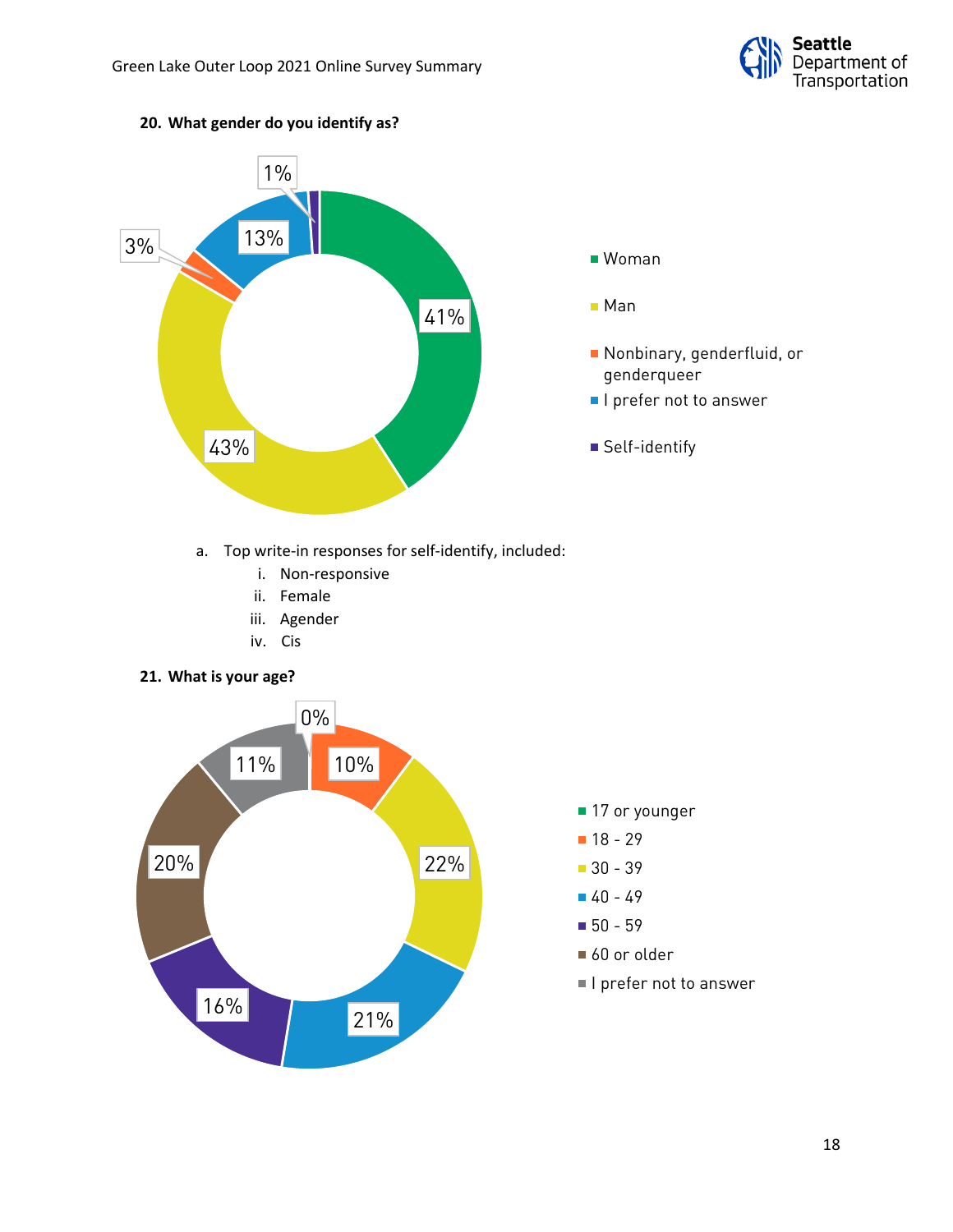**20. What gender do you identify as?**

| Response | Percent |
| --- | --- |
| Woman | 41% |
| Man | 43% |
| Nonbinary, genderfluid, or genderqueer | 3% |
| I prefer not to answer | 13% |
| Self-identify | 1% |

a. Top write-in responses for self-identify, included:
   i. Non-responsive
   ii. Female
   iii. Agender
   iv. Cis

**21. What is your age?**

| Response | Percent |
| --- | --- |
| 17 or younger | 0% |
| 18 - 29 | 10% |
| 30 - 39 | 22% |
| 40 - 49 | 21% |
| 50 - 59 | 16% |
| 60 or older | 20% |
| I prefer not to answer | 11% |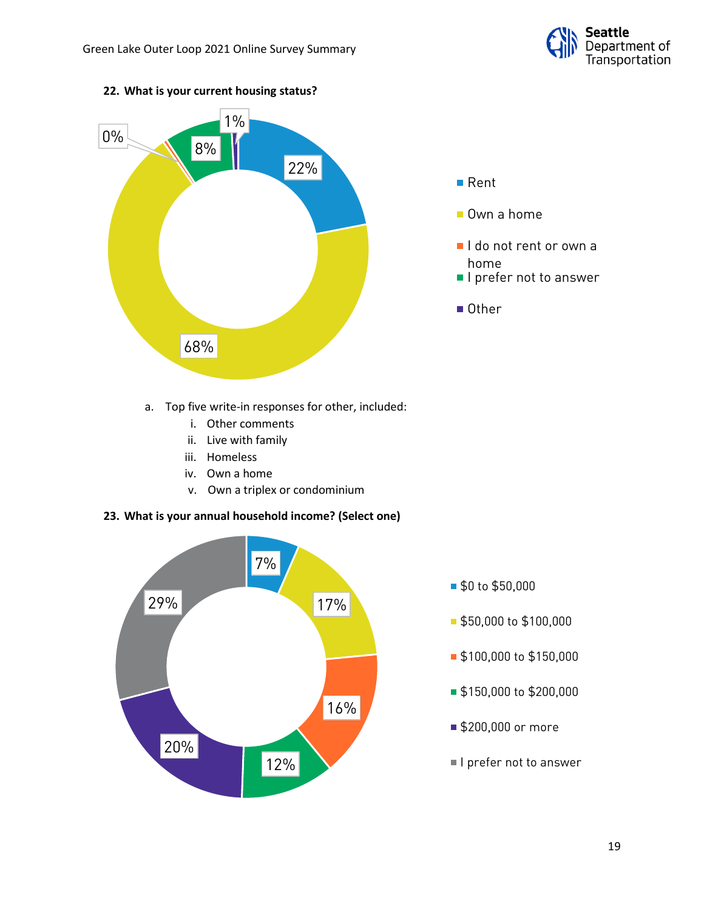**22. What is your current housing status?**

| Housing status | Percent |
| --- | --- |
| Rent | 22% |
| Own a home | 68% |
| I do not rent or own a home | 0% |
| I prefer not to answer | 8% |
| Other | 1% |

a. Top five write-in responses for other, included:
   i. Other comments
   ii. Live with family
   iii. Homeless
   iv. Own a home
   v. Own a triplex or condominium

**23. What is your annual household income? (Select one)**

| Annual household income | Percent |
| --- | --- |
| $0 to $50,000 | 7% |
| $50,000 to $100,000 | 17% |
| $100,000 to $150,000 | 16% |
| $150,000 to $200,000 | 12% |
| $200,000 or more | 20% |
| I prefer not to answer | 29% |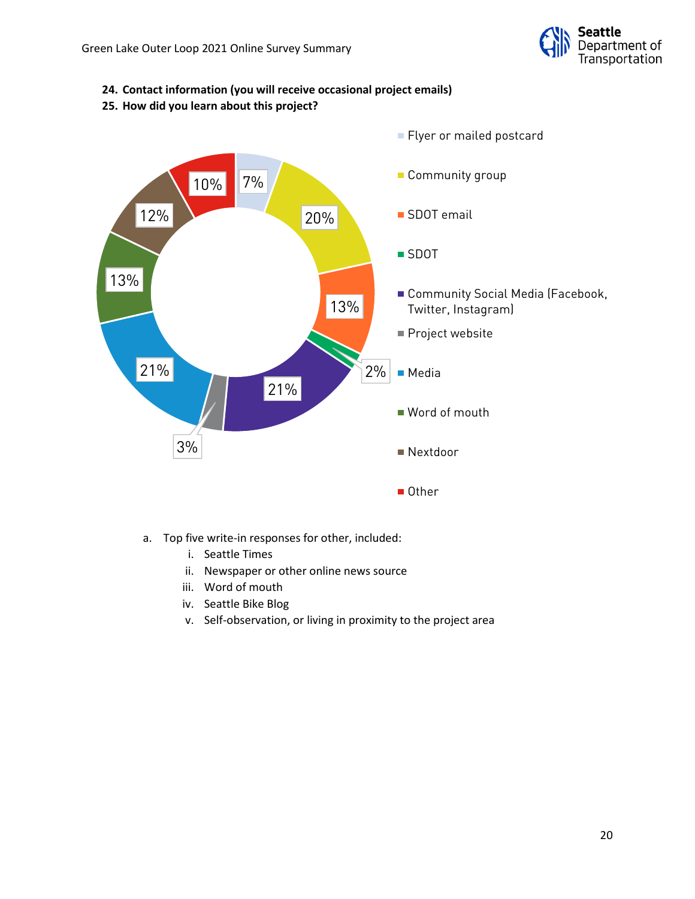**24. Contact information (you will receive occasional project emails)**

**25. How did you learn about this project?**

10%
7%
20%
12%
13%
13%
2%
21%
21%
3%

Flyer or mailed postcard
Community group
SDOT email
SDOT
Community Social Media (Facebook, Twitter, Instagram)
Project website
Media
Word of mouth
Nextdoor
Other

a. Top five write-in responses for other, included:
   i. Seattle Times
   ii. Newspaper or other online news source
   iii. Word of mouth
   iv. Seattle Bike Blog
   v. Self-observation, or living in proximity to the project area